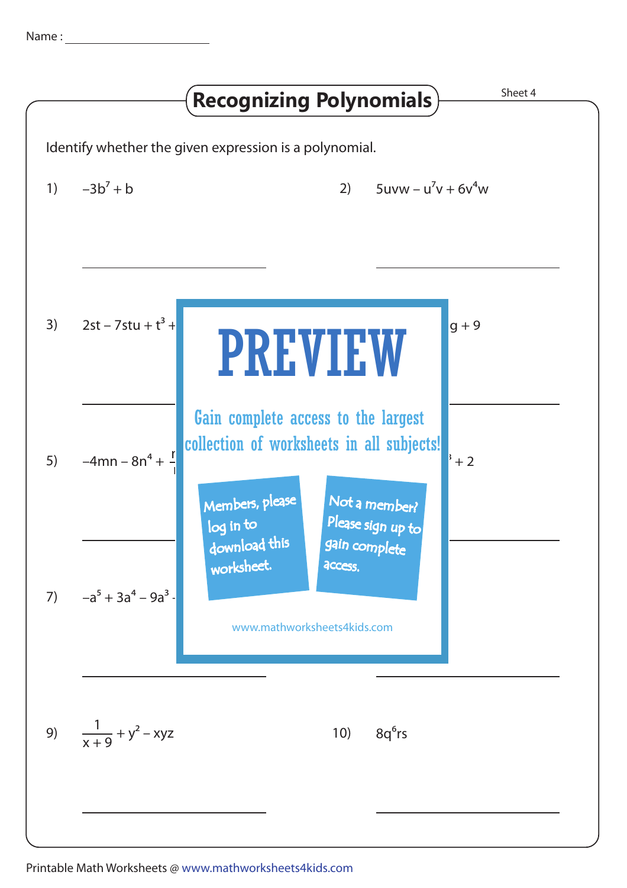Name : ____________________

# Recognizing Polynomials

Sheet 4

Identify whether the given expression is a polynomial.

1) $-3b^7 + b$

2) $5uvw - u^7v + 6v^4w$

3) $2st - 7stu + t^3 +$

$g + 9$

5) $-4mn - 8n^4 +$

$+ 2$

7) $-a^5 + 3a^4 - 9a^3$

**PREVIEW**

Gain complete access to the largest collection of worksheets in all subjects!

Members, please log in to download this worksheet.

Not a member? Please sign up to gain complete access.

www.mathworksheets4kids.com

9) $\frac{1}{x+9} + y^2 - xyz$

10) $8q^6rs$

Printable Math Worksheets @ www.mathworksheets4kids.com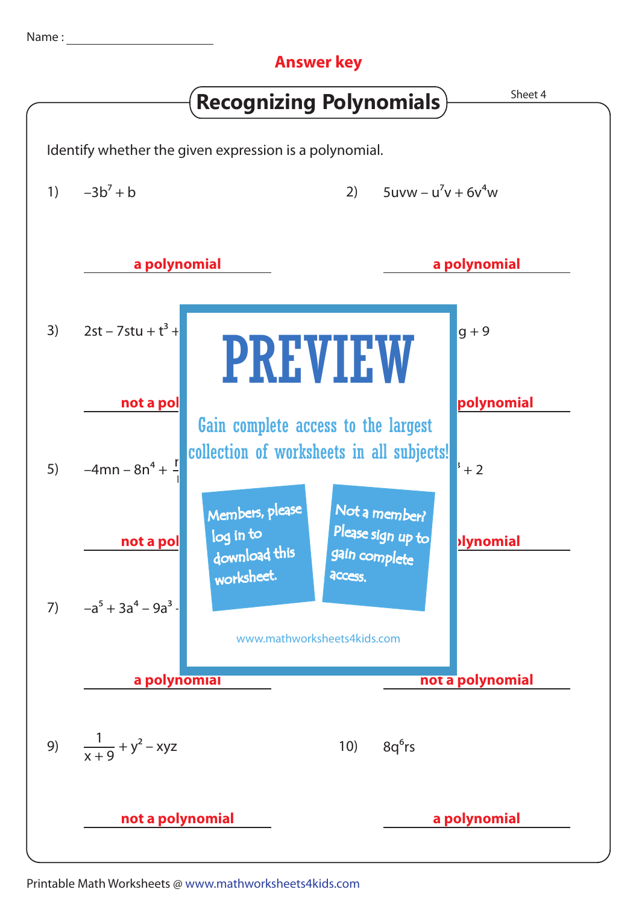Name : ______________________

**Answer key**

# Recognizing Polynomials

Sheet 4

Identify whether the given expression is a polynomial.

1) $-3b^7 + b$

**a polynomial**

2) $5uvw - u^7v + 6v^4w$

**a polynomial**

3) $2st - 7stu + t^3 +$

**not a pol**

g + 9

**polynomial**

PREVIEW

Gain complete access to the largest collection of worksheets in all subjects!

Members, please log in to download this worksheet.

Not a member? Please sign up to gain complete access.

www.mathworksheets4kids.com

5) $-4mn - 8n^4 +$

**not a pol**

$+ 2$

**lynomial**

7) $-a^5 + 3a^4 - 9a^3$

**a polynomial**

**not a polynomial**

9) $\frac{1}{x + 9} + y^2 - xyz$

**not a polynomial**

10) $8q^6rs$

**a polynomial**